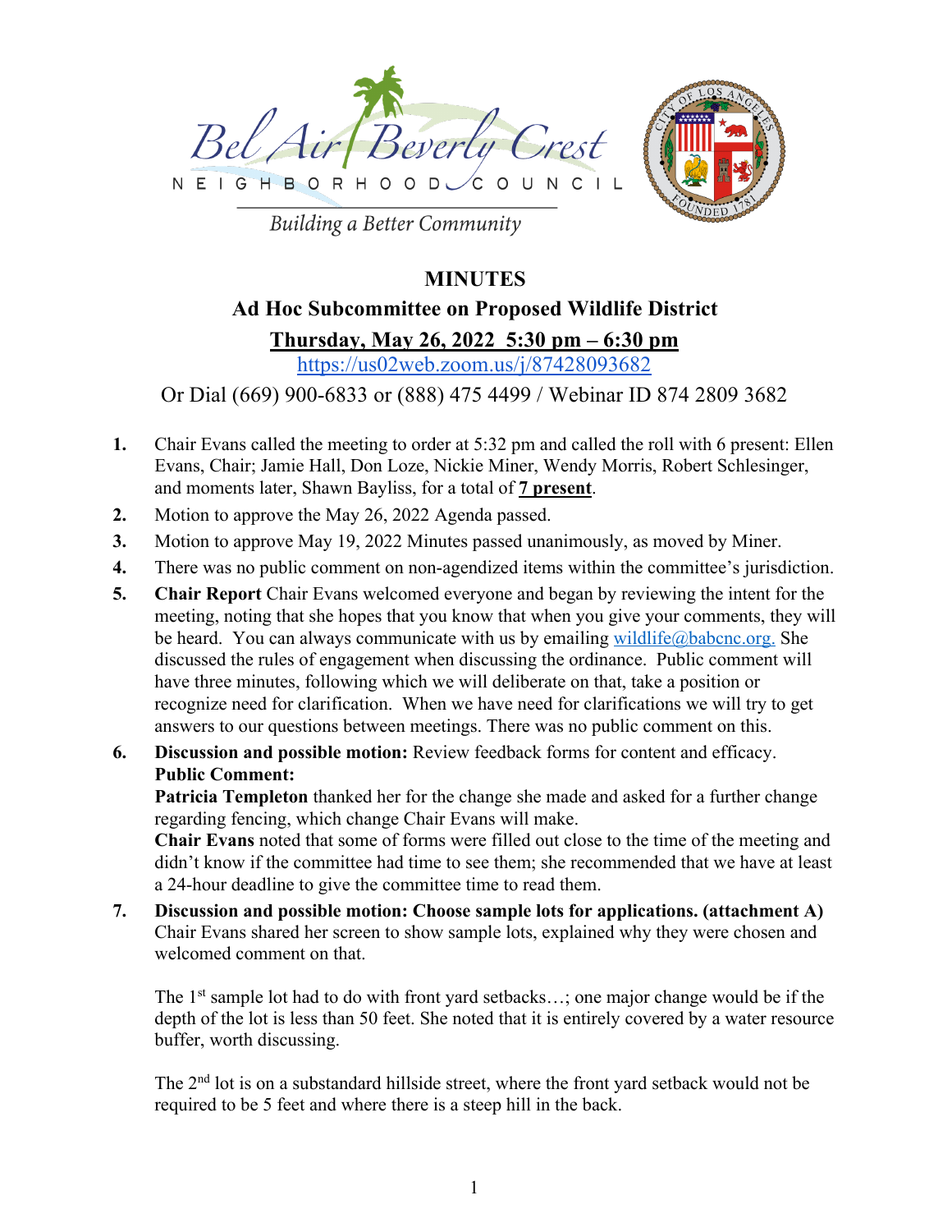Bel Air Beverly Crest

NEIGHBORHOOD COUNCIL

*Building a Better Community*

# MINUTES

## Ad Hoc Subcommittee on Proposed Wildlife District

**Thursday, May 26, 2022 5:30 pm – 6:30 pm**

https://us02web.zoom.us/j/87428093682

Or Dial (669) 900-6833 or (888) 475 4499 / Webinar ID 874 2809 3682

1. Chair Evans called the meeting to order at 5:32 pm and called the roll with 6 present: Ellen Evans, Chair; Jamie Hall, Don Loze, Nickie Miner, Wendy Morris, Robert Schlesinger, and moments later, Shawn Bayliss, for a total of **7 present**.
2. Motion to approve the May 26, 2022 Agenda passed.
3. Motion to approve May 19, 2022 Minutes passed unanimously, as moved by Miner.
4. There was no public comment on non-agendized items within the committee's jurisdiction.
5. **Chair Report** Chair Evans welcomed everyone and began by reviewing the intent for the meeting, noting that she hopes that you know that when you give your comments, they will be heard. You can always communicate with us by emailing wildlife@babcnc.org. She discussed the rules of engagement when discussing the ordinance. Public comment will have three minutes, following which we will deliberate on that, take a position or recognize need for clarification. When we have need for clarifications we will try to get answers to our questions between meetings. There was no public comment on this.
6. **Discussion and possible motion:** Review feedback forms for content and efficacy.
   **Public Comment:**
   **Patricia Templeton** thanked her for the change she made and asked for a further change regarding fencing, which change Chair Evans will make.
   **Chair Evans** noted that some of forms were filled out close to the time of the meeting and didn't know if the committee had time to see them; she recommended that we have at least a 24-hour deadline to give the committee time to read them.
7. **Discussion and possible motion: Choose sample lots for applications. (attachment A)**
   Chair Evans shared her screen to show sample lots, explained why they were chosen and welcomed comment on that.

   The 1st sample lot had to do with front yard setbacks…; one major change would be if the depth of the lot is less than 50 feet. She noted that it is entirely covered by a water resource buffer, worth discussing.

   The 2nd lot is on a substandard hillside street, where the front yard setback would not be required to be 5 feet and where there is a steep hill in the back.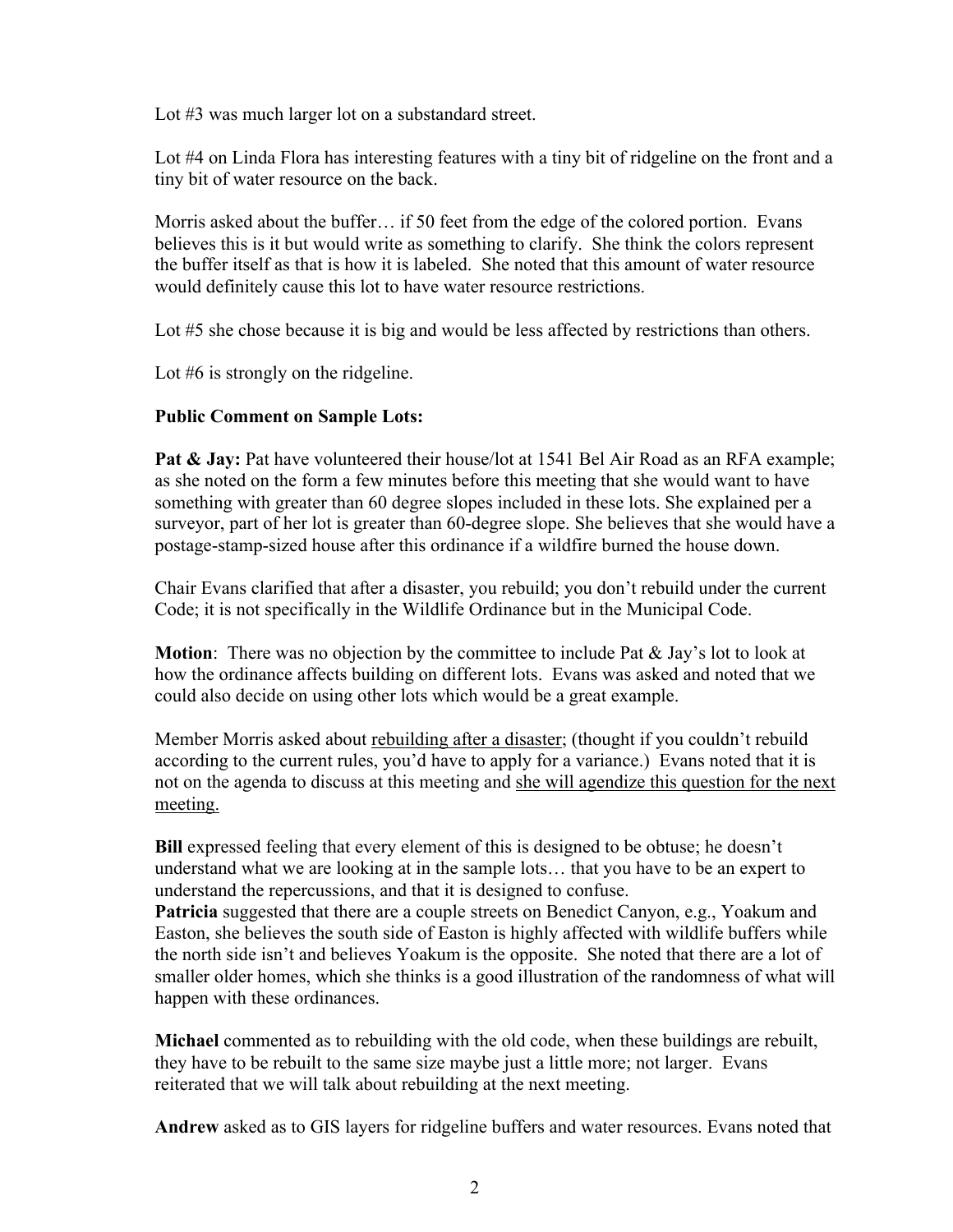Lot #3 was much larger lot on a substandard street.

Lot #4 on Linda Flora has interesting features with a tiny bit of ridgeline on the front and a tiny bit of water resource on the back.

Morris asked about the buffer… if 50 feet from the edge of the colored portion. Evans believes this is it but would write as something to clarify. She think the colors represent the buffer itself as that is how it is labeled. She noted that this amount of water resource would definitely cause this lot to have water resource restrictions.

Lot #5 she chose because it is big and would be less affected by restrictions than others.

Lot #6 is strongly on the ridgeline.

**Public Comment on Sample Lots:**

**Pat & Jay:** Pat have volunteered their house/lot at 1541 Bel Air Road as an RFA example; as she noted on the form a few minutes before this meeting that she would want to have something with greater than 60 degree slopes included in these lots. She explained per a surveyor, part of her lot is greater than 60-degree slope. She believes that she would have a postage-stamp-sized house after this ordinance if a wildfire burned the house down.

Chair Evans clarified that after a disaster, you rebuild; you don't rebuild under the current Code; it is not specifically in the Wildlife Ordinance but in the Municipal Code.

**Motion**: There was no objection by the committee to include Pat & Jay's lot to look at how the ordinance affects building on different lots. Evans was asked and noted that we could also decide on using other lots which would be a great example.

Member Morris asked about <u>rebuilding after a disaster</u>; (thought if you couldn't rebuild according to the current rules, you'd have to apply for a variance.) Evans noted that it is not on the agenda to discuss at this meeting and <u>she will agendize this question for the next meeting.</u>

**Bill** expressed feeling that every element of this is designed to be obtuse; he doesn't understand what we are looking at in the sample lots… that you have to be an expert to understand the repercussions, and that it is designed to confuse.

**Patricia** suggested that there are a couple streets on Benedict Canyon, e.g., Yoakum and Easton, she believes the south side of Easton is highly affected with wildlife buffers while the north side isn't and believes Yoakum is the opposite. She noted that there are a lot of smaller older homes, which she thinks is a good illustration of the randomness of what will happen with these ordinances.

**Michael** commented as to rebuilding with the old code, when these buildings are rebuilt, they have to be rebuilt to the same size maybe just a little more; not larger. Evans reiterated that we will talk about rebuilding at the next meeting.

**Andrew** asked as to GIS layers for ridgeline buffers and water resources. Evans noted that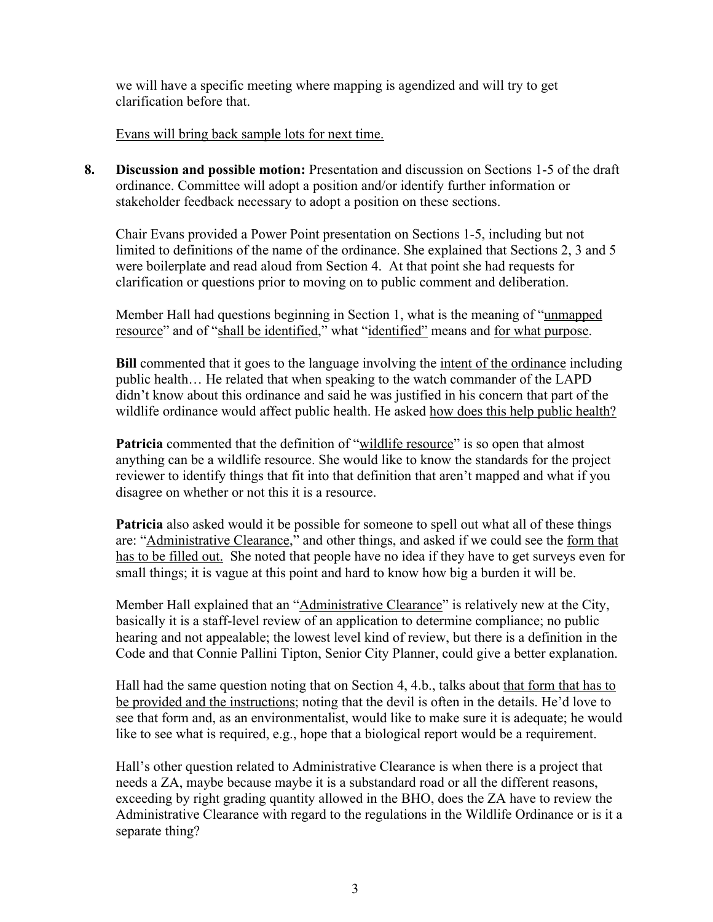we will have a specific meeting where mapping is agendized and will try to get clarification before that.

<u>Evans will bring back sample lots for next time.</u>

8. **Discussion and possible motion:** Presentation and discussion on Sections 1-5 of the draft ordinance. Committee will adopt a position and/or identify further information or stakeholder feedback necessary to adopt a position on these sections.

   Chair Evans provided a Power Point presentation on Sections 1-5, including but not limited to definitions of the name of the ordinance. She explained that Sections 2, 3 and 5 were boilerplate and read aloud from Section 4. At that point she had requests for clarification or questions prior to moving on to public comment and deliberation.

   Member Hall had questions beginning in Section 1, what is the meaning of "<u>unmapped resource</u>" and of "<u>shall be identified</u>," what "<u>identified"</u> means and <u>for what purpose</u>.

   **Bill** commented that it goes to the language involving the <u>intent of the ordinance</u> including public health… He related that when speaking to the watch commander of the LAPD didn't know about this ordinance and said he was justified in his concern that part of the wildlife ordinance would affect public health. He asked <u>how does this help public health?</u>

   **Patricia** commented that the definition of "<u>wildlife resource</u>" is so open that almost anything can be a wildlife resource. She would like to know the standards for the project reviewer to identify things that fit into that definition that aren't mapped and what if you disagree on whether or not this it is a resource.

   **Patricia** also asked would it be possible for someone to spell out what all of these things are: "<u>Administrative Clearance</u>," and other things, and asked if we could see the <u>form that has to be filled out.</u> She noted that people have no idea if they have to get surveys even for small things; it is vague at this point and hard to know how big a burden it will be.

   Member Hall explained that an "<u>Administrative Clearance</u>" is relatively new at the City, basically it is a staff-level review of an application to determine compliance; no public hearing and not appealable; the lowest level kind of review, but there is a definition in the Code and that Connie Pallini Tipton, Senior City Planner, could give a better explanation.

   Hall had the same question noting that on Section 4, 4.b., talks about <u>that form that has to be provided and the instructions</u>; noting that the devil is often in the details. He'd love to see that form and, as an environmentalist, would like to make sure it is adequate; he would like to see what is required, e.g., hope that a biological report would be a requirement.

   Hall's other question related to Administrative Clearance is when there is a project that needs a ZA, maybe because maybe it is a substandard road or all the different reasons, exceeding by right grading quantity allowed in the BHO, does the ZA have to review the Administrative Clearance with regard to the regulations in the Wildlife Ordinance or is it a separate thing?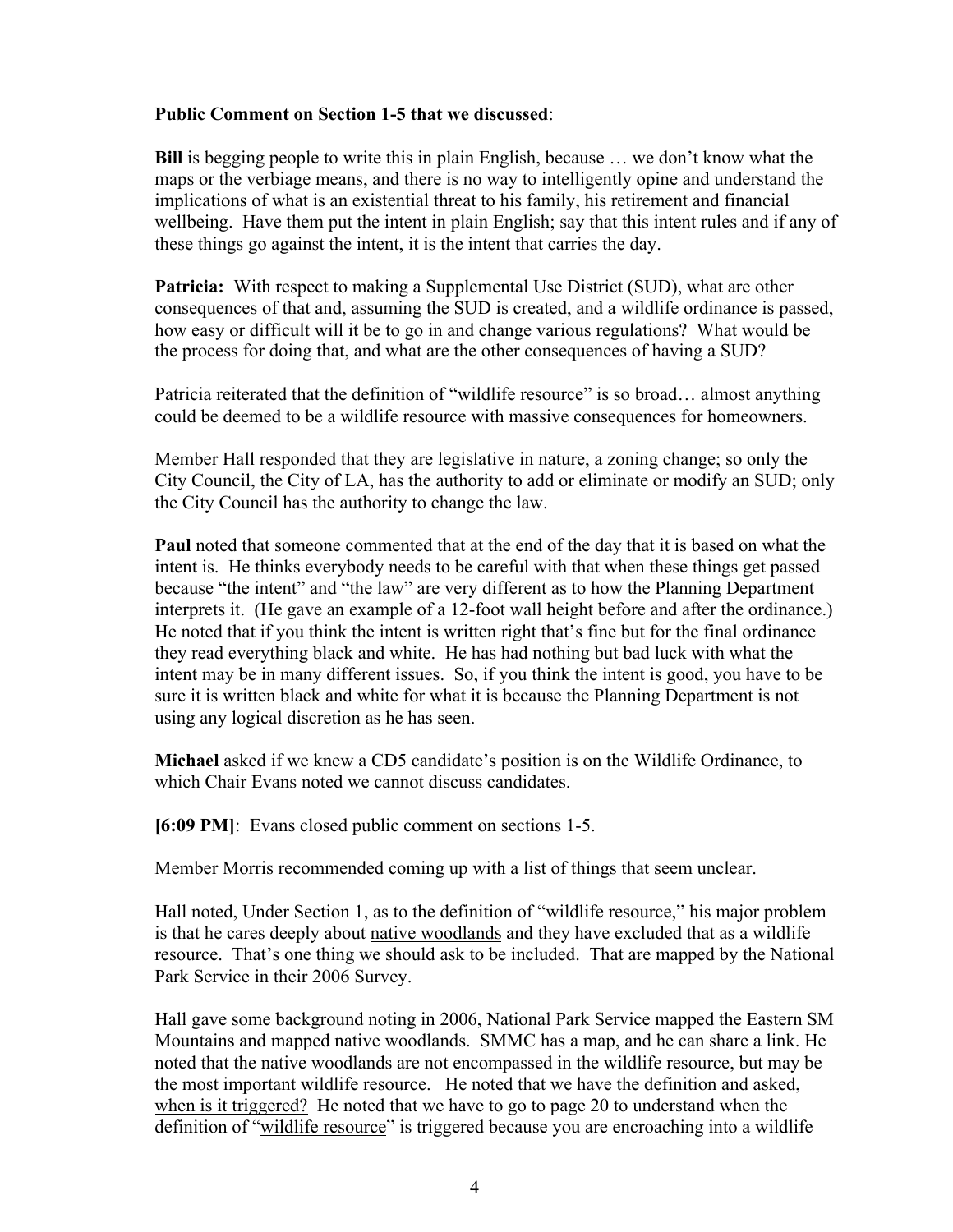**Public Comment on Section 1-5 that we discussed**:

**Bill** is begging people to write this in plain English, because … we don't know what the maps or the verbiage means, and there is no way to intelligently opine and understand the implications of what is an existential threat to his family, his retirement and financial wellbeing. Have them put the intent in plain English; say that this intent rules and if any of these things go against the intent, it is the intent that carries the day.

**Patricia:** With respect to making a Supplemental Use District (SUD), what are other consequences of that and, assuming the SUD is created, and a wildlife ordinance is passed, how easy or difficult will it be to go in and change various regulations? What would be the process for doing that, and what are the other consequences of having a SUD?

Patricia reiterated that the definition of "wildlife resource" is so broad… almost anything could be deemed to be a wildlife resource with massive consequences for homeowners.

Member Hall responded that they are legislative in nature, a zoning change; so only the City Council, the City of LA, has the authority to add or eliminate or modify an SUD; only the City Council has the authority to change the law.

**Paul** noted that someone commented that at the end of the day that it is based on what the intent is. He thinks everybody needs to be careful with that when these things get passed because "the intent" and "the law" are very different as to how the Planning Department interprets it. (He gave an example of a 12-foot wall height before and after the ordinance.) He noted that if you think the intent is written right that's fine but for the final ordinance they read everything black and white. He has had nothing but bad luck with what the intent may be in many different issues. So, if you think the intent is good, you have to be sure it is written black and white for what it is because the Planning Department is not using any logical discretion as he has seen.

**Michael** asked if we knew a CD5 candidate's position is on the Wildlife Ordinance, to which Chair Evans noted we cannot discuss candidates.

**[6:09 PM]**: Evans closed public comment on sections 1-5.

Member Morris recommended coming up with a list of things that seem unclear.

Hall noted, Under Section 1, as to the definition of "wildlife resource," his major problem is that he cares deeply about <u>native woodlands</u> and they have excluded that as a wildlife resource. <u>That's one thing we should ask to be included</u>. That are mapped by the National Park Service in their 2006 Survey.

Hall gave some background noting in 2006, National Park Service mapped the Eastern SM Mountains and mapped native woodlands. SMMC has a map, and he can share a link. He noted that the native woodlands are not encompassed in the wildlife resource, but may be the most important wildlife resource. He noted that we have the definition and asked, <u>when is it triggered?</u> He noted that we have to go to page 20 to understand when the definition of "<u>wildlife resource</u>" is triggered because you are encroaching into a wildlife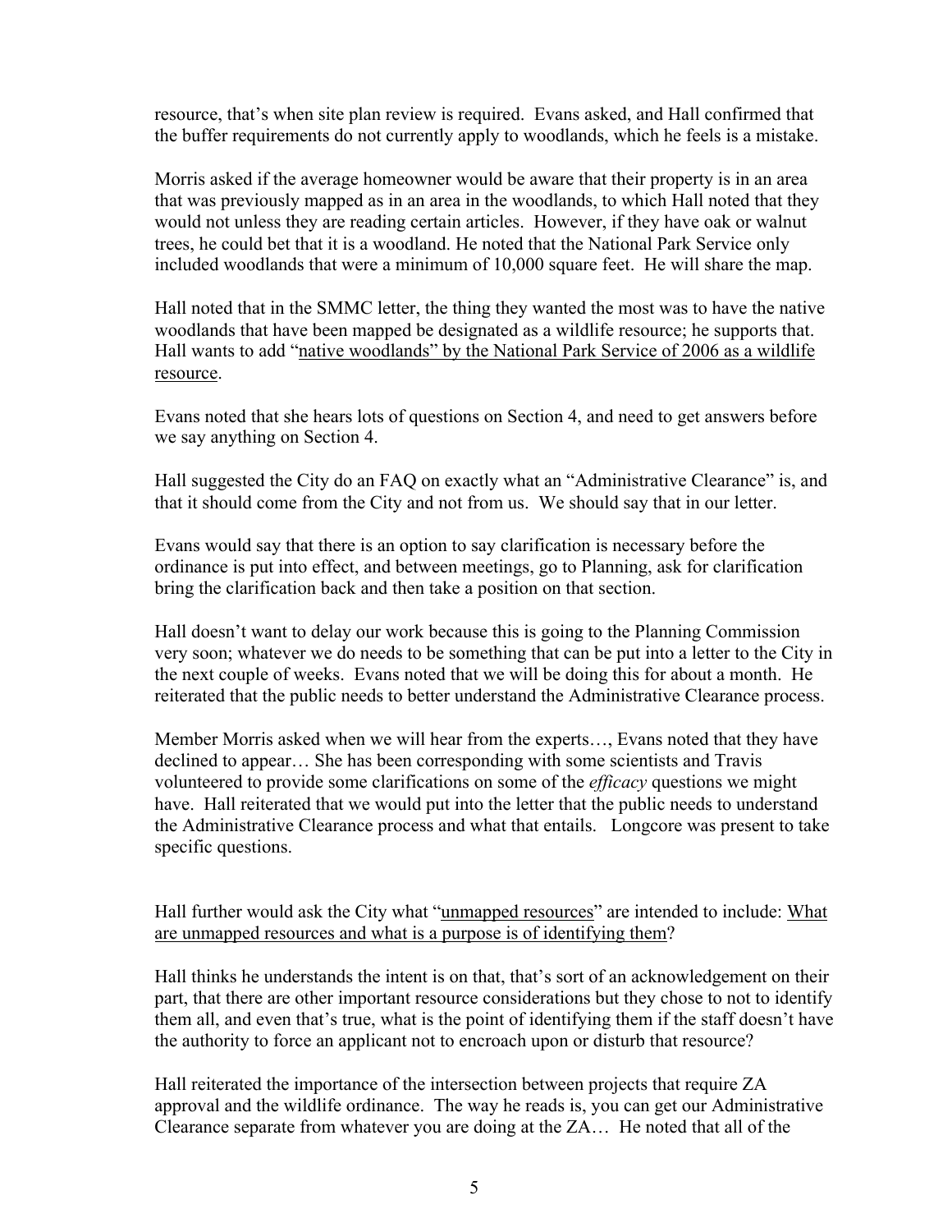resource, that's when site plan review is required. Evans asked, and Hall confirmed that the buffer requirements do not currently apply to woodlands, which he feels is a mistake.

Morris asked if the average homeowner would be aware that their property is in an area that was previously mapped as in an area in the woodlands, to which Hall noted that they would not unless they are reading certain articles. However, if they have oak or walnut trees, he could bet that it is a woodland. He noted that the National Park Service only included woodlands that were a minimum of 10,000 square feet. He will share the map.

Hall noted that in the SMMC letter, the thing they wanted the most was to have the native woodlands that have been mapped be designated as a wildlife resource; he supports that. Hall wants to add "<u>native woodlands" by the National Park Service of 2006 as a wildlife resource</u>.

Evans noted that she hears lots of questions on Section 4, and need to get answers before we say anything on Section 4.

Hall suggested the City do an FAQ on exactly what an "Administrative Clearance" is, and that it should come from the City and not from us. We should say that in our letter.

Evans would say that there is an option to say clarification is necessary before the ordinance is put into effect, and between meetings, go to Planning, ask for clarification bring the clarification back and then take a position on that section.

Hall doesn't want to delay our work because this is going to the Planning Commission very soon; whatever we do needs to be something that can be put into a letter to the City in the next couple of weeks. Evans noted that we will be doing this for about a month. He reiterated that the public needs to better understand the Administrative Clearance process.

Member Morris asked when we will hear from the experts…, Evans noted that they have declined to appear… She has been corresponding with some scientists and Travis volunteered to provide some clarifications on some of the *efficacy* questions we might have. Hall reiterated that we would put into the letter that the public needs to understand the Administrative Clearance process and what that entails. Longcore was present to take specific questions.

Hall further would ask the City what "<u>unmapped resources</u>" are intended to include: <u>What are unmapped resources and what is a purpose is of identifying them</u>?

Hall thinks he understands the intent is on that, that's sort of an acknowledgement on their part, that there are other important resource considerations but they chose to not to identify them all, and even that's true, what is the point of identifying them if the staff doesn't have the authority to force an applicant not to encroach upon or disturb that resource?

Hall reiterated the importance of the intersection between projects that require ZA approval and the wildlife ordinance. The way he reads is, you can get our Administrative Clearance separate from whatever you are doing at the ZA… He noted that all of the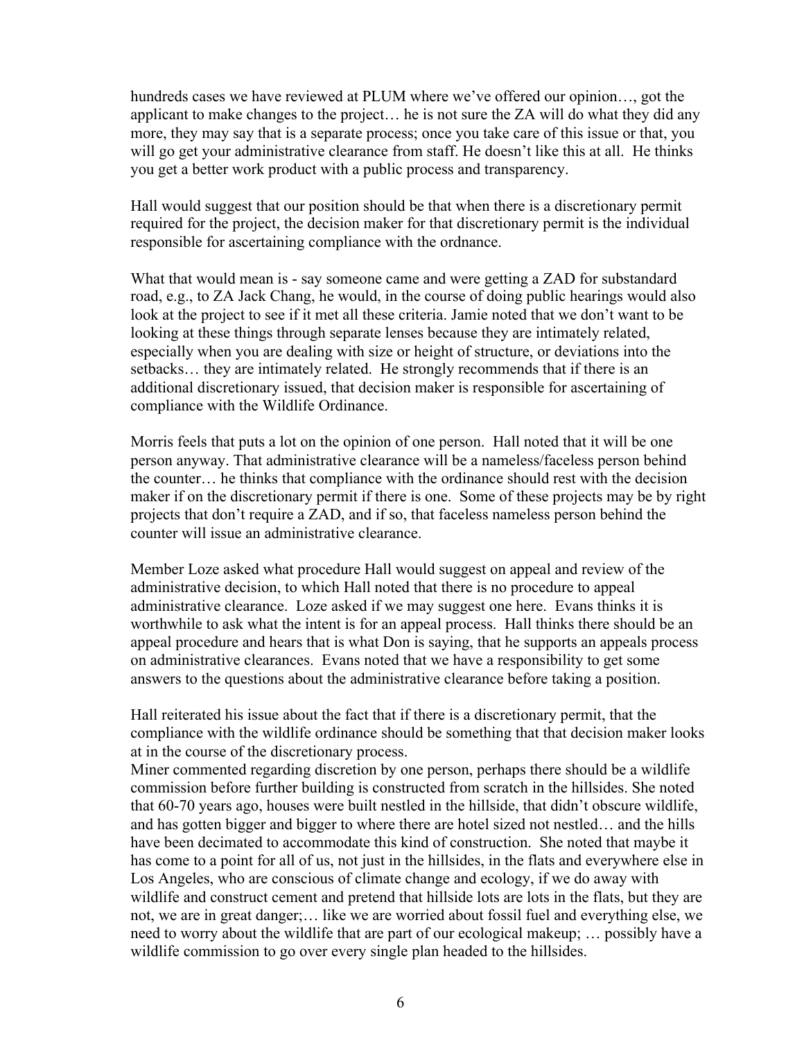hundreds cases we have reviewed at PLUM where we've offered our opinion…, got the applicant to make changes to the project… he is not sure the ZA will do what they did any more, they may say that is a separate process; once you take care of this issue or that, you will go get your administrative clearance from staff. He doesn't like this at all. He thinks you get a better work product with a public process and transparency.

Hall would suggest that our position should be that when there is a discretionary permit required for the project, the decision maker for that discretionary permit is the individual responsible for ascertaining compliance with the ordnance.

What that would mean is - say someone came and were getting a ZAD for substandard road, e.g., to ZA Jack Chang, he would, in the course of doing public hearings would also look at the project to see if it met all these criteria. Jamie noted that we don't want to be looking at these things through separate lenses because they are intimately related, especially when you are dealing with size or height of structure, or deviations into the setbacks… they are intimately related. He strongly recommends that if there is an additional discretionary issued, that decision maker is responsible for ascertaining of compliance with the Wildlife Ordinance.

Morris feels that puts a lot on the opinion of one person. Hall noted that it will be one person anyway. That administrative clearance will be a nameless/faceless person behind the counter… he thinks that compliance with the ordinance should rest with the decision maker if on the discretionary permit if there is one. Some of these projects may be by right projects that don't require a ZAD, and if so, that faceless nameless person behind the counter will issue an administrative clearance.

Member Loze asked what procedure Hall would suggest on appeal and review of the administrative decision, to which Hall noted that there is no procedure to appeal administrative clearance. Loze asked if we may suggest one here. Evans thinks it is worthwhile to ask what the intent is for an appeal process. Hall thinks there should be an appeal procedure and hears that is what Don is saying, that he supports an appeals process on administrative clearances. Evans noted that we have a responsibility to get some answers to the questions about the administrative clearance before taking a position.

Hall reiterated his issue about the fact that if there is a discretionary permit, that the compliance with the wildlife ordinance should be something that that decision maker looks at in the course of the discretionary process.

Miner commented regarding discretion by one person, perhaps there should be a wildlife commission before further building is constructed from scratch in the hillsides. She noted that 60-70 years ago, houses were built nestled in the hillside, that didn't obscure wildlife, and has gotten bigger and bigger to where there are hotel sized not nestled… and the hills have been decimated to accommodate this kind of construction. She noted that maybe it has come to a point for all of us, not just in the hillsides, in the flats and everywhere else in Los Angeles, who are conscious of climate change and ecology, if we do away with wildlife and construct cement and pretend that hillside lots are lots in the flats, but they are not, we are in great danger;… like we are worried about fossil fuel and everything else, we need to worry about the wildlife that are part of our ecological makeup; … possibly have a wildlife commission to go over every single plan headed to the hillsides.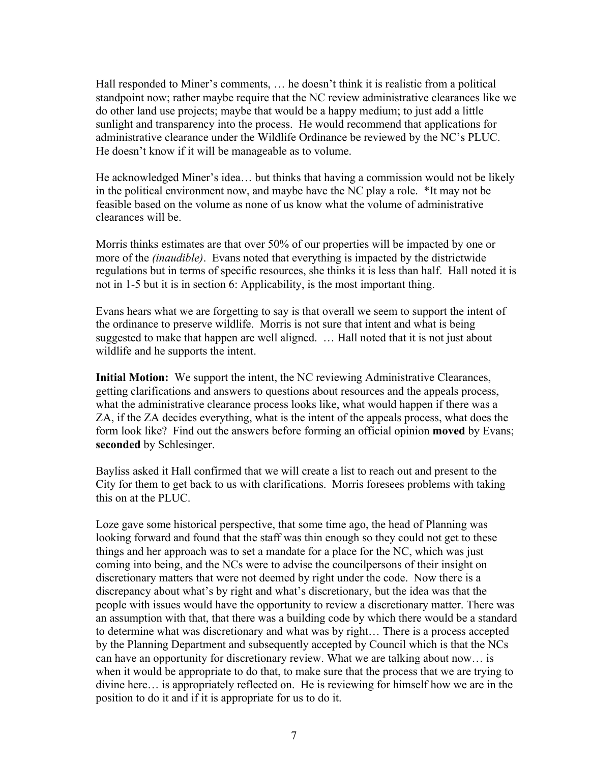Hall responded to Miner's comments, … he doesn't think it is realistic from a political standpoint now; rather maybe require that the NC review administrative clearances like we do other land use projects; maybe that would be a happy medium; to just add a little sunlight and transparency into the process. He would recommend that applications for administrative clearance under the Wildlife Ordinance be reviewed by the NC's PLUC. He doesn't know if it will be manageable as to volume.

He acknowledged Miner's idea… but thinks that having a commission would not be likely in the political environment now, and maybe have the NC play a role. *It may not be feasible based on the volume as none of us know what the volume of administrative clearances will be.

Morris thinks estimates are that over 50% of our properties will be impacted by one or more of the *(inaudible)*. Evans noted that everything is impacted by the districtwide regulations but in terms of specific resources, she thinks it is less than half. Hall noted it is not in 1-5 but it is in section 6: Applicability, is the most important thing.

Evans hears what we are forgetting to say is that overall we seem to support the intent of the ordinance to preserve wildlife. Morris is not sure that intent and what is being suggested to make that happen are well aligned. … Hall noted that it is not just about wildlife and he supports the intent.

**Initial Motion:** We support the intent, the NC reviewing Administrative Clearances, getting clarifications and answers to questions about resources and the appeals process, what the administrative clearance process looks like, what would happen if there was a ZA, if the ZA decides everything, what is the intent of the appeals process, what does the form look like? Find out the answers before forming an official opinion **moved** by Evans; **seconded** by Schlesinger.

Bayliss asked it Hall confirmed that we will create a list to reach out and present to the City for them to get back to us with clarifications. Morris foresees problems with taking this on at the PLUC.

Loze gave some historical perspective, that some time ago, the head of Planning was looking forward and found that the staff was thin enough so they could not get to these things and her approach was to set a mandate for a place for the NC, which was just coming into being, and the NCs were to advise the councilpersons of their insight on discretionary matters that were not deemed by right under the code. Now there is a discrepancy about what's by right and what's discretionary, but the idea was that the people with issues would have the opportunity to review a discretionary matter. There was an assumption with that, that there was a building code by which there would be a standard to determine what was discretionary and what was by right… There is a process accepted by the Planning Department and subsequently accepted by Council which is that the NCs can have an opportunity for discretionary review. What we are talking about now… is when it would be appropriate to do that, to make sure that the process that we are trying to divine here… is appropriately reflected on. He is reviewing for himself how we are in the position to do it and if it is appropriate for us to do it.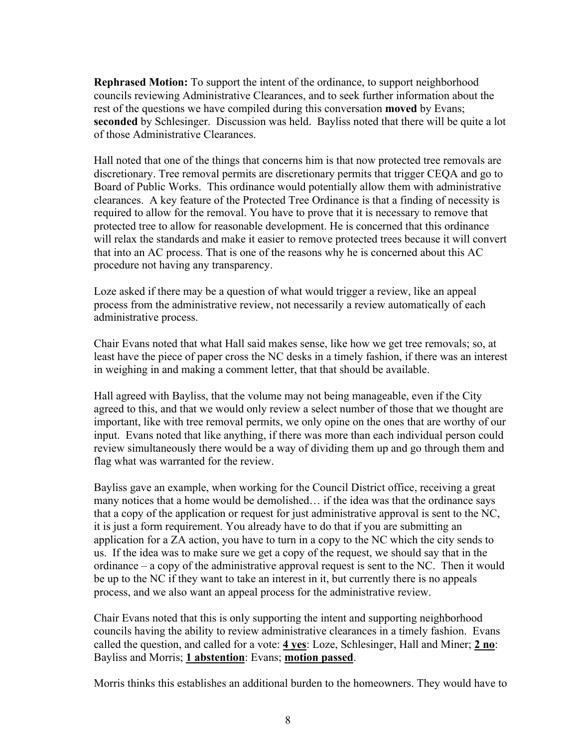**Rephrased Motion:** To support the intent of the ordinance, to support neighborhood councils reviewing Administrative Clearances, and to seek further information about the rest of the questions we have compiled during this conversation **moved** by Evans; **seconded** by Schlesinger. Discussion was held. Bayliss noted that there will be quite a lot of those Administrative Clearances.

Hall noted that one of the things that concerns him is that now protected tree removals are discretionary. Tree removal permits are discretionary permits that trigger CEQA and go to Board of Public Works. This ordinance would potentially allow them with administrative clearances. A key feature of the Protected Tree Ordinance is that a finding of necessity is required to allow for the removal. You have to prove that it is necessary to remove that protected tree to allow for reasonable development. He is concerned that this ordinance will relax the standards and make it easier to remove protected trees because it will convert that into an AC process. That is one of the reasons why he is concerned about this AC procedure not having any transparency.

Loze asked if there may be a question of what would trigger a review, like an appeal process from the administrative review, not necessarily a review automatically of each administrative process.

Chair Evans noted that what Hall said makes sense, like how we get tree removals; so, at least have the piece of paper cross the NC desks in a timely fashion, if there was an interest in weighing in and making a comment letter, that that should be available.

Hall agreed with Bayliss, that the volume may not being manageable, even if the City agreed to this, and that we would only review a select number of those that we thought are important, like with tree removal permits, we only opine on the ones that are worthy of our input. Evans noted that like anything, if there was more than each individual person could review simultaneously there would be a way of dividing them up and go through them and flag what was warranted for the review.

Bayliss gave an example, when working for the Council District office, receiving a great many notices that a home would be demolished… if the idea was that the ordinance says that a copy of the application or request for just administrative approval is sent to the NC, it is just a form requirement. You already have to do that if you are submitting an application for a ZA action, you have to turn in a copy to the NC which the city sends to us. If the idea was to make sure we get a copy of the request, we should say that in the ordinance – a copy of the administrative approval request is sent to the NC. Then it would be up to the NC if they want to take an interest in it, but currently there is no appeals process, and we also want an appeal process for the administrative review.

Chair Evans noted that this is only supporting the intent and supporting neighborhood councils having the ability to review administrative clearances in a timely fashion. Evans called the question, and called for a vote: **4 yes**: Loze, Schlesinger, Hall and Miner; **2 no**: Bayliss and Morris; **1 abstention**: Evans; **motion passed**.

Morris thinks this establishes an additional burden to the homeowners. They would have to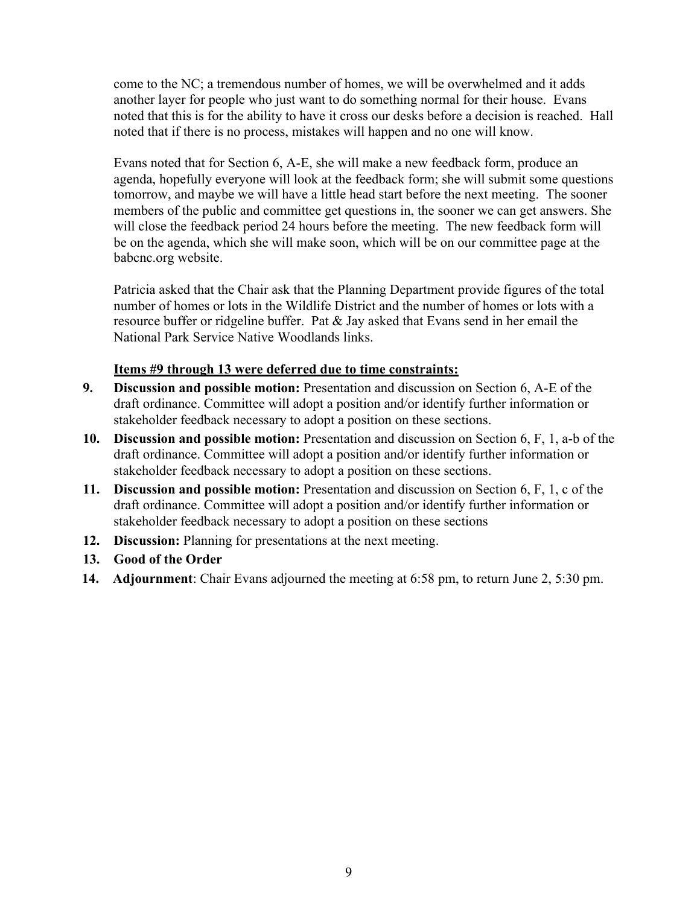come to the NC; a tremendous number of homes, we will be overwhelmed and it adds another layer for people who just want to do something normal for their house. Evans noted that this is for the ability to have it cross our desks before a decision is reached. Hall noted that if there is no process, mistakes will happen and no one will know.

Evans noted that for Section 6, A-E, she will make a new feedback form, produce an agenda, hopefully everyone will look at the feedback form; she will submit some questions tomorrow, and maybe we will have a little head start before the next meeting. The sooner members of the public and committee get questions in, the sooner we can get answers. She will close the feedback period 24 hours before the meeting. The new feedback form will be on the agenda, which she will make soon, which will be on our committee page at the babcnc.org website.

Patricia asked that the Chair ask that the Planning Department provide figures of the total number of homes or lots in the Wildlife District and the number of homes or lots with a resource buffer or ridgeline buffer. Pat & Jay asked that Evans send in her email the National Park Service Native Woodlands links.

**Items #9 through 13 were deferred due to time constraints:**

9. **Discussion and possible motion:** Presentation and discussion on Section 6, A-E of the draft ordinance. Committee will adopt a position and/or identify further information or stakeholder feedback necessary to adopt a position on these sections.
10. **Discussion and possible motion:** Presentation and discussion on Section 6, F, 1, a-b of the draft ordinance. Committee will adopt a position and/or identify further information or stakeholder feedback necessary to adopt a position on these sections.
11. **Discussion and possible motion:** Presentation and discussion on Section 6, F, 1, c of the draft ordinance. Committee will adopt a position and/or identify further information or stakeholder feedback necessary to adopt a position on these sections
12. **Discussion:** Planning for presentations at the next meeting.
13. **Good of the Order**
14. **Adjournment**: Chair Evans adjourned the meeting at 6:58 pm, to return June 2, 5:30 pm.